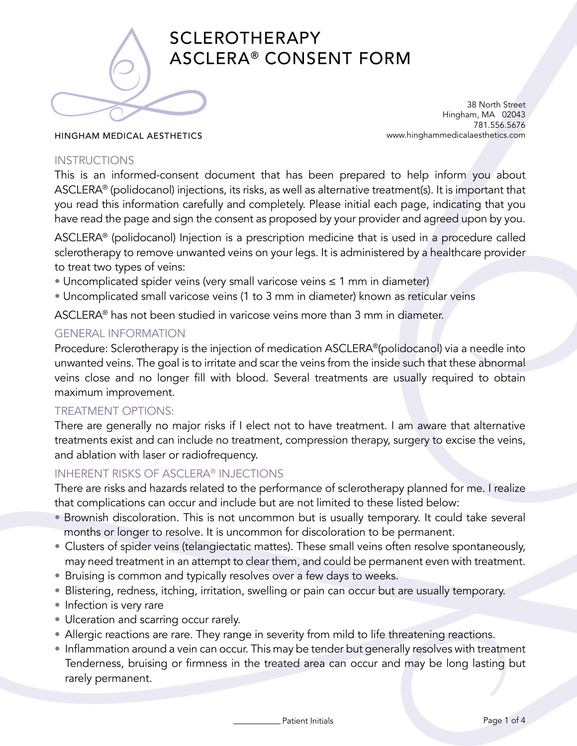# SCLEROTHERAPY ASCLERA® CONSENT FORM

HINGHAM MEDICAL AESTHETICS

38 North Street
Hingham, MA 02043
781.556.5676
www.hinghammedicalaesthetics.com

## INSTRUCTIONS

This is an informed-consent document that has been prepared to help inform you about ASCLERA® (polidocanol) injections, its risks, as well as alternative treatment(s). It is important that you read this information carefully and completely. Please initial each page, indicating that you have read the page and sign the consent as proposed by your provider and agreed upon by you.

ASCLERA® (polidocanol) Injection is a prescription medicine that is used in a procedure called sclerotherapy to remove unwanted veins on your legs. It is administered by a healthcare provider to treat two types of veins:

- Uncomplicated spider veins (very small varicose veins ≤ 1 mm in diameter)
- Uncomplicated small varicose veins (1 to 3 mm in diameter) known as reticular veins

ASCLERA® has not been studied in varicose veins more than 3 mm in diameter.

## GENERAL INFORMATION

Procedure: Sclerotherapy is the injection of medication ASCLERA®(polidocanol) via a needle into unwanted veins. The goal is to irritate and scar the veins from the inside such that these abnormal veins close and no longer fill with blood. Several treatments are usually required to obtain maximum improvement.

## TREATMENT OPTIONS:

There are generally no major risks if I elect not to have treatment. I am aware that alternative treatments exist and can include no treatment, compression therapy, surgery to excise the veins, and ablation with laser or radiofrequency.

## INHERENT RISKS OF ASCLERA® INJECTIONS

There are risks and hazards related to the performance of sclerotherapy planned for me. I realize that complications can occur and include but are not limited to these listed below:

- Brownish discoloration. This is not uncommon but is usually temporary. It could take several months or longer to resolve. It is uncommon for discoloration to be permanent.
- Clusters of spider veins (telangiectatic mattes). These small veins often resolve spontaneously, may need treatment in an attempt to clear them, and could be permanent even with treatment.
- Bruising is common and typically resolves over a few days to weeks.
- Blistering, redness, itching, irritation, swelling or pain can occur but are usually temporary.
- Infection is very rare
- Ulceration and scarring occur rarely.
- Allergic reactions are rare. They range in severity from mild to life threatening reactions.
- Inflammation around a vein can occur. This may be tender but generally resolves with treatment Tenderness, bruising or firmness in the treated area can occur and may be long lasting but rarely permanent.

__________ Patient Initials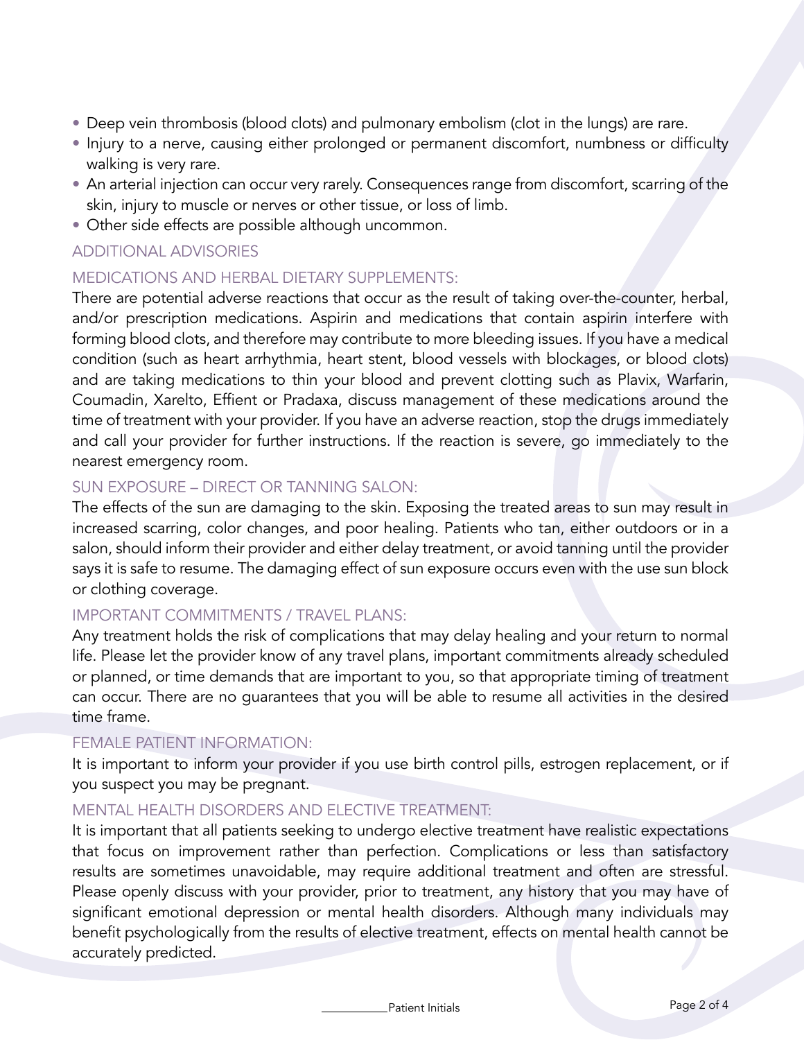- Deep vein thrombosis (blood clots) and pulmonary embolism (clot in the lungs) are rare.
- Injury to a nerve, causing either prolonged or permanent discomfort, numbness or difficulty walking is very rare.
- An arterial injection can occur very rarely. Consequences range from discomfort, scarring of the skin, injury to muscle or nerves or other tissue, or loss of limb.
- Other side effects are possible although uncommon.

## ADDITIONAL ADVISORIES

### MEDICATIONS AND HERBAL DIETARY SUPPLEMENTS:

There are potential adverse reactions that occur as the result of taking over-the-counter, herbal, and/or prescription medications. Aspirin and medications that contain aspirin interfere with forming blood clots, and therefore may contribute to more bleeding issues. If you have a medical condition (such as heart arrhythmia, heart stent, blood vessels with blockages, or blood clots) and are taking medications to thin your blood and prevent clotting such as Plavix, Warfarin, Coumadin, Xarelto, Effient or Pradaxa, discuss management of these medications around the time of treatment with your provider. If you have an adverse reaction, stop the drugs immediately and call your provider for further instructions. If the reaction is severe, go immediately to the nearest emergency room.

### SUN EXPOSURE – DIRECT OR TANNING SALON:

The effects of the sun are damaging to the skin. Exposing the treated areas to sun may result in increased scarring, color changes, and poor healing. Patients who tan, either outdoors or in a salon, should inform their provider and either delay treatment, or avoid tanning until the provider says it is safe to resume. The damaging effect of sun exposure occurs even with the use sun block or clothing coverage.

### IMPORTANT COMMITMENTS / TRAVEL PLANS:

Any treatment holds the risk of complications that may delay healing and your return to normal life. Please let the provider know of any travel plans, important commitments already scheduled or planned, or time demands that are important to you, so that appropriate timing of treatment can occur. There are no guarantees that you will be able to resume all activities in the desired time frame.

### FEMALE PATIENT INFORMATION:

It is important to inform your provider if you use birth control pills, estrogen replacement, or if you suspect you may be pregnant.

### MENTAL HEALTH DISORDERS AND ELECTIVE TREATMENT:

It is important that all patients seeking to undergo elective treatment have realistic expectations that focus on improvement rather than perfection. Complications or less than satisfactory results are sometimes unavoidable, may require additional treatment and often are stressful. Please openly discuss with your provider, prior to treatment, any history that you may have of significant emotional depression or mental health disorders. Although many individuals may benefit psychologically from the results of elective treatment, effects on mental health cannot be accurately predicted.

__________Patient Initials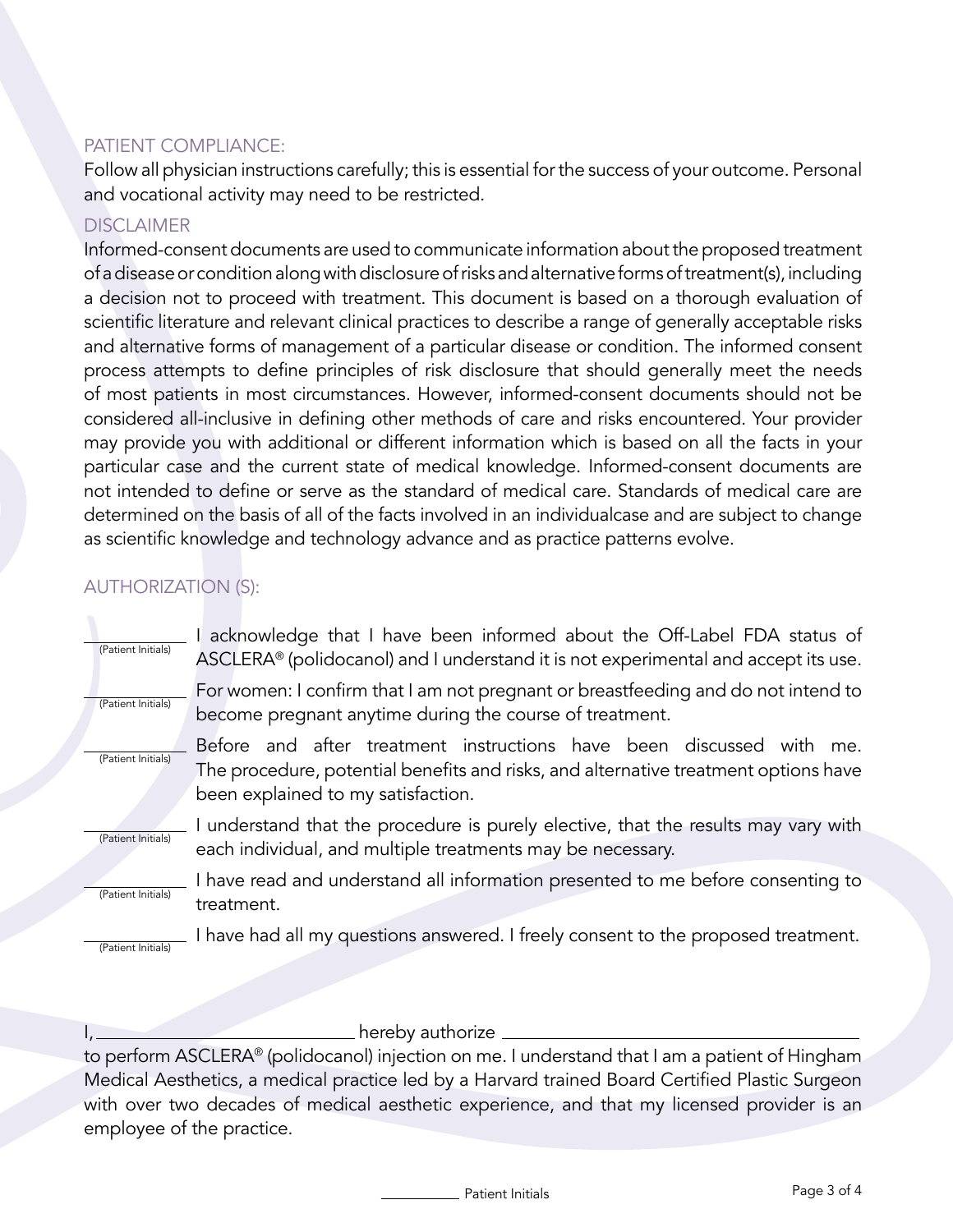## PATIENT COMPLIANCE:

Follow all physician instructions carefully; this is essential for the success of your outcome. Personal and vocational activity may need to be restricted.

## DISCLAIMER

Informed-consent documents are used to communicate information about the proposed treatment of a disease or condition along with disclosure of risks and alternative forms of treatment(s), including a decision not to proceed with treatment. This document is based on a thorough evaluation of scientific literature and relevant clinical practices to describe a range of generally acceptable risks and alternative forms of management of a particular disease or condition. The informed consent process attempts to define principles of risk disclosure that should generally meet the needs of most patients in most circumstances. However, informed-consent documents should not be considered all-inclusive in defining other methods of care and risks encountered. Your provider may provide you with additional or different information which is based on all the facts in your particular case and the current state of medical knowledge. Informed-consent documents are not intended to define or serve as the standard of medical care. Standards of medical care are determined on the basis of all of the facts involved in an individualcase and are subject to change as scientific knowledge and technology advance and as practice patterns evolve.

## AUTHORIZATION (S):

______ (Patient Initials) I acknowledge that I have been informed about the Off-Label FDA status of ASCLERA® (polidocanol) and I understand it is not experimental and accept its use.

______ (Patient Initials) For women: I confirm that I am not pregnant or breastfeeding and do not intend to become pregnant anytime during the course of treatment.

______ (Patient Initials) Before and after treatment instructions have been discussed with me. The procedure, potential benefits and risks, and alternative treatment options have been explained to my satisfaction.

______ (Patient Initials) I understand that the procedure is purely elective, that the results may vary with each individual, and multiple treatments may be necessary.

______ (Patient Initials) I have read and understand all information presented to me before consenting to treatment.

______ (Patient Initials) I have had all my questions answered. I freely consent to the proposed treatment.

I, ______________________ hereby authorize ______________________________ to perform ASCLERA® (polidocanol) injection on me. I understand that I am a patient of Hingham Medical Aesthetics, a medical practice led by a Harvard trained Board Certified Plastic Surgeon with over two decades of medical aesthetic experience, and that my licensed provider is an employee of the practice.

______ Patient Initials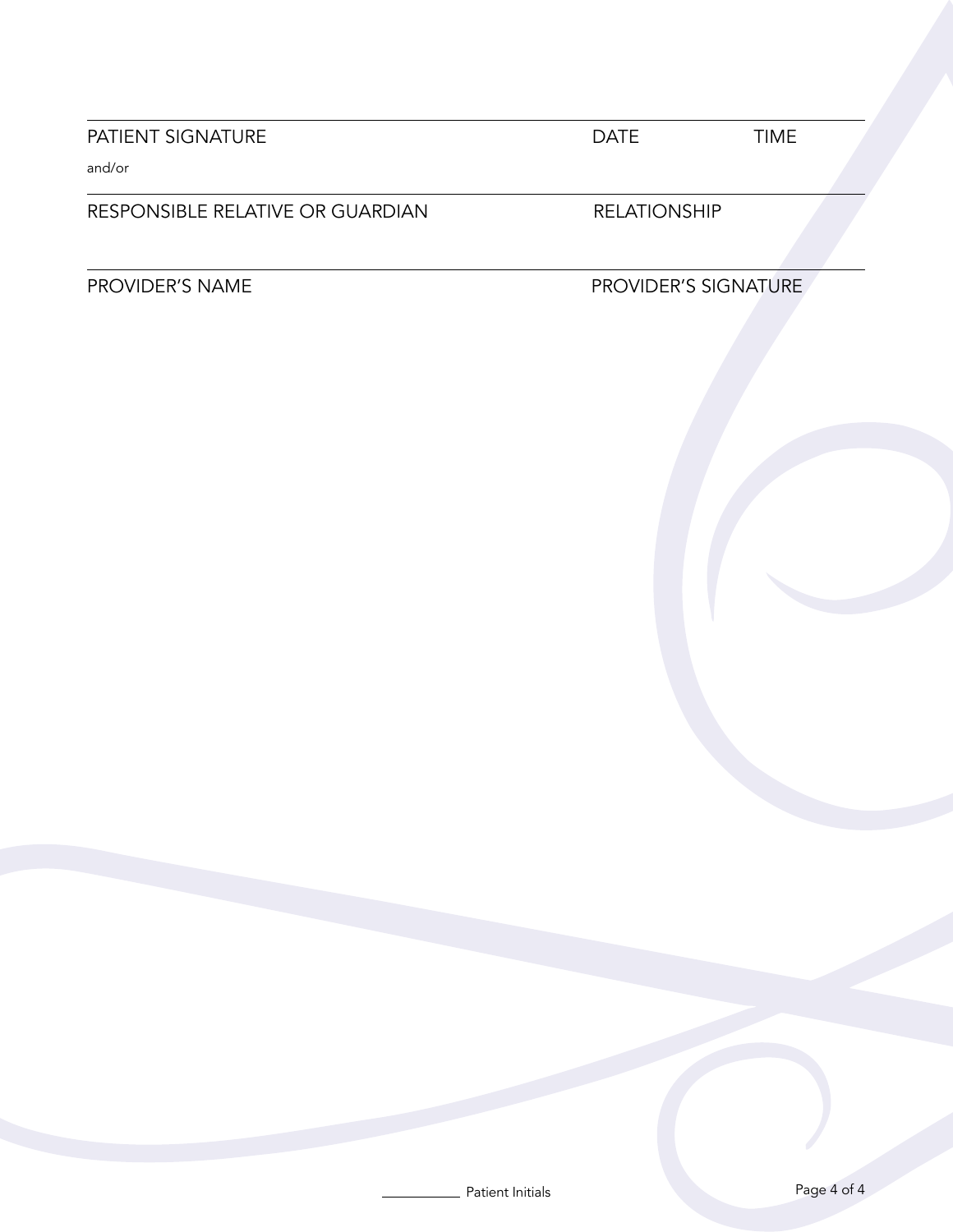PATIENT SIGNATURE DATE TIME

and/or

RESPONSIBLE RELATIVE OR GUARDIAN RELATIONSHIP

PROVIDER'S NAME PROVIDER'S SIGNATURE

__________ Patient Initials